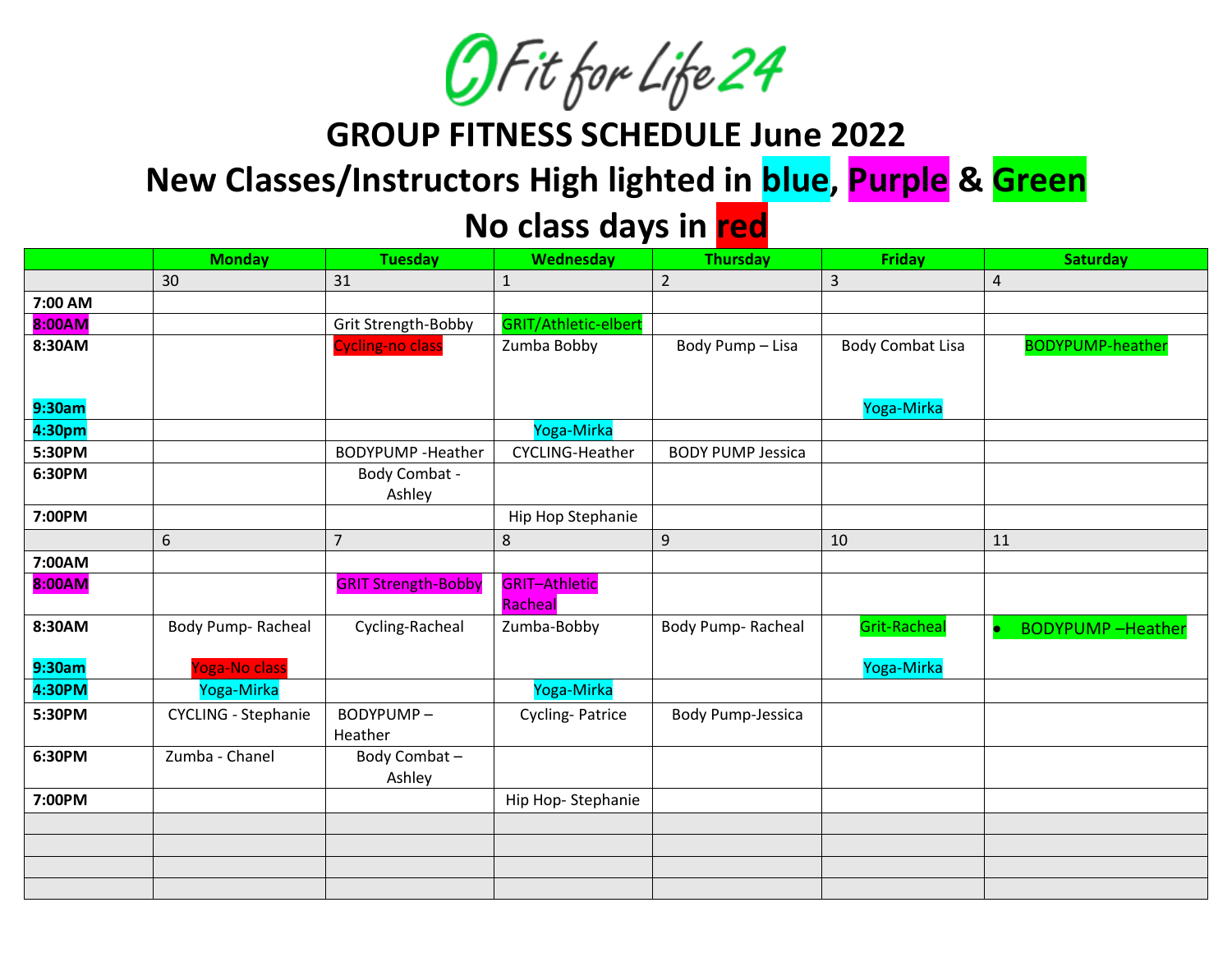Fit for Life 24

# GROUP FITNESS SCHEDULE June 2022

## New Classes/Instructors High lighted in blue, Purple & Green

## No class days in red

| | Monday | Tuesday | Wednesday | Thursday | Friday | Saturday |
|---|---|---|---|---|---|---|
| | 30 | 31 | 1 | 2 | 3 | 4 |
| **7:00 AM** | | | | | | |
| **8:00AM** | | Grit Strength-Bobby | GRIT/Athletic-elbert | | | |
| **8:30AM** | | Cycling-no class | Zumba Bobby | Body Pump – Lisa | Body Combat Lisa | BODYPUMP-heather |
| **9:30am** | | | | | Yoga-Mirka | |
| **4:30pm** | | | Yoga-Mirka | | | |
| **5:30PM** | | BODYPUMP -Heather | CYCLING-Heather | BODY PUMP Jessica | | |
| **6:30PM** | | Body Combat - Ashley | | | | |
| **7:00PM** | | | Hip Hop Stephanie | | | |
| | 6 | 7 | 8 | 9 | 10 | 11 |
| **7:00AM** | | | | | | |
| **8:00AM** | | GRIT Strength-Bobby | GRIT–Athletic Racheal | | | |
| **8:30AM** | Body Pump- Racheal | Cycling-Racheal | Zumba-Bobby | Body Pump- Racheal | Grit-Racheal | • BODYPUMP –Heather |
| **9:30am** | Yoga-No class | | | | Yoga-Mirka | |
| **4:30PM** | Yoga-Mirka | | Yoga-Mirka | | | |
| **5:30PM** | CYCLING - Stephanie | BODYPUMP – Heather | Cycling- Patrice | Body Pump-Jessica | | |
| **6:30PM** | Zumba - Chanel | Body Combat – Ashley | | | | |
| **7:00PM** | | | Hip Hop- Stephanie | | | |
| | | | | | | |
| | | | | | | |
| | | | | | | |
| | | | | | | |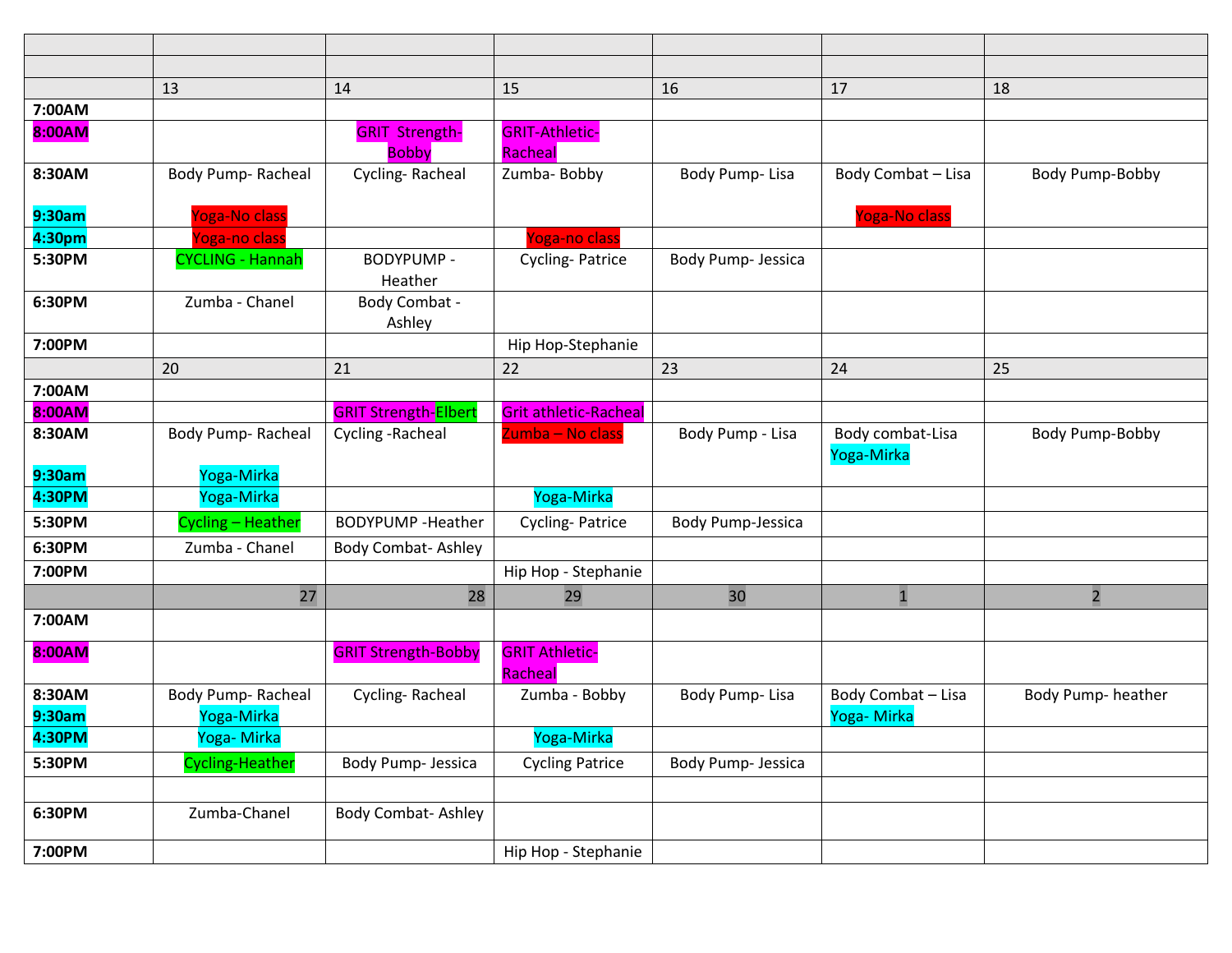| | | | | | | |
|---|---|---|---|---|---|---|
| | | | | | | |
| | | | | | | |
| | 13 | 14 | 15 | 16 | 17 | 18 |
| **7:00AM** | | | | | | |
| **8:00AM** | | GRIT Strength-Bobby | GRIT-Athletic-Racheal | | | |
| **8:30AM** | Body Pump- Racheal | Cycling- Racheal | Zumba- Bobby | Body Pump- Lisa | Body Combat – Lisa | Body Pump-Bobby |
| **9:30am** | Yoga-No class | | | | Yoga-No class | |
| **4:30pm** | Yoga-no class | | Yoga-no class | | | |
| **5:30PM** | CYCLING - Hannah | BODYPUMP - Heather | Cycling- Patrice | Body Pump- Jessica | | |
| **6:30PM** | Zumba - Chanel | Body Combat - Ashley | | | | |
| **7:00PM** | | | Hip Hop-Stephanie | | | |
| | 20 | 21 | 22 | 23 | 24 | 25 |
| **7:00AM** | | | | | | |
| **8:00AM** | | GRIT Strength-Elbert | Grit athletic-Racheal | | | |
| **8:30AM** | Body Pump- Racheal | Cycling -Racheal | Zumba – No class | Body Pump - Lisa | Body combat-Lisa Yoga-Mirka | Body Pump-Bobby |
| **9:30am** | Yoga-Mirka | | | | | |
| **4:30PM** | Yoga-Mirka | | Yoga-Mirka | | | |
| **5:30PM** | Cycling – Heather | BODYPUMP -Heather | Cycling- Patrice | Body Pump-Jessica | | |
| **6:30PM** | Zumba - Chanel | Body Combat- Ashley | | | | |
| **7:00PM** | | | Hip Hop - Stephanie | | | |
| | 27 | 28 | 29 | 30 | 1 | 2 |
| **7:00AM** | | | | | | |
| **8:00AM** | | GRIT Strength-Bobby | GRIT Athletic-Racheal | | | |
| **8:30AM** | Body Pump- Racheal | Cycling- Racheal | Zumba - Bobby | Body Pump- Lisa | Body Combat – Lisa | Body Pump- heather |
| **9:30am** | Yoga-Mirka | | | | Yoga- Mirka | |
| **4:30PM** | Yoga- Mirka | | Yoga-Mirka | | | |
| **5:30PM** | Cycling-Heather | Body Pump- Jessica | Cycling Patrice | Body Pump- Jessica | | |
| | | | | | | |
| **6:30PM** | Zumba-Chanel | Body Combat- Ashley | | | | |
| **7:00PM** | | | Hip Hop - Stephanie | | | |